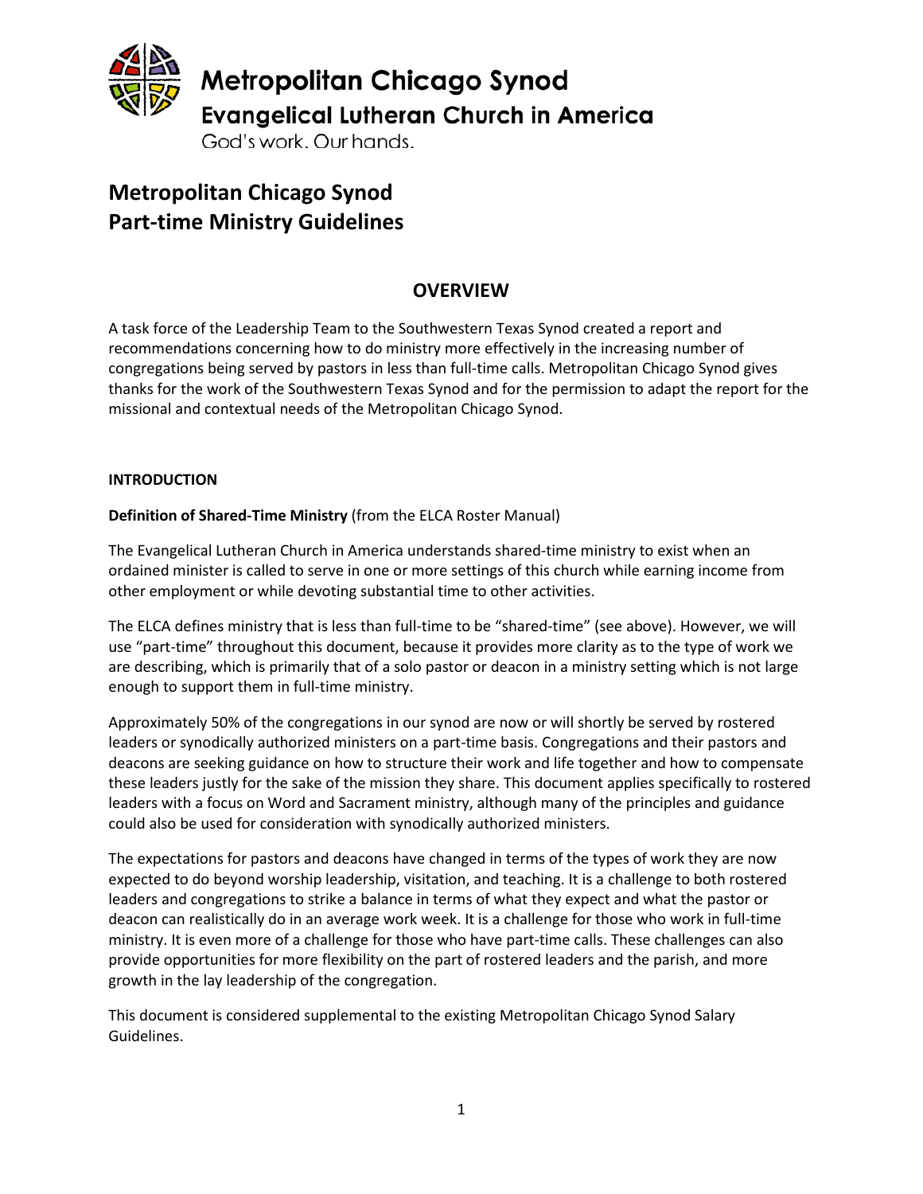Metropolitan Chicago Synod
Evangelical Lutheran Church in America
God's work. Our hands.

# Metropolitan Chicago Synod Part-time Ministry Guidelines

## OVERVIEW

A task force of the Leadership Team to the Southwestern Texas Synod created a report and recommendations concerning how to do ministry more effectively in the increasing number of congregations being served by pastors in less than full-time calls. Metropolitan Chicago Synod gives thanks for the work of the Southwestern Texas Synod and for the permission to adapt the report for the missional and contextual needs of the Metropolitan Chicago Synod.

### INTRODUCTION

**Definition of Shared-Time Ministry** (from the ELCA Roster Manual)

The Evangelical Lutheran Church in America understands shared-time ministry to exist when an ordained minister is called to serve in one or more settings of this church while earning income from other employment or while devoting substantial time to other activities.

The ELCA defines ministry that is less than full-time to be "shared-time" (see above). However, we will use "part-time" throughout this document, because it provides more clarity as to the type of work we are describing, which is primarily that of a solo pastor or deacon in a ministry setting which is not large enough to support them in full-time ministry.

Approximately 50% of the congregations in our synod are now or will shortly be served by rostered leaders or synodically authorized ministers on a part-time basis. Congregations and their pastors and deacons are seeking guidance on how to structure their work and life together and how to compensate these leaders justly for the sake of the mission they share. This document applies specifically to rostered leaders with a focus on Word and Sacrament ministry, although many of the principles and guidance could also be used for consideration with synodically authorized ministers.

The expectations for pastors and deacons have changed in terms of the types of work they are now expected to do beyond worship leadership, visitation, and teaching. It is a challenge to both rostered leaders and congregations to strike a balance in terms of what they expect and what the pastor or deacon can realistically do in an average work week. It is a challenge for those who work in full-time ministry. It is even more of a challenge for those who have part-time calls. These challenges can also provide opportunities for more flexibility on the part of rostered leaders and the parish, and more growth in the lay leadership of the congregation.

This document is considered supplemental to the existing Metropolitan Chicago Synod Salary Guidelines.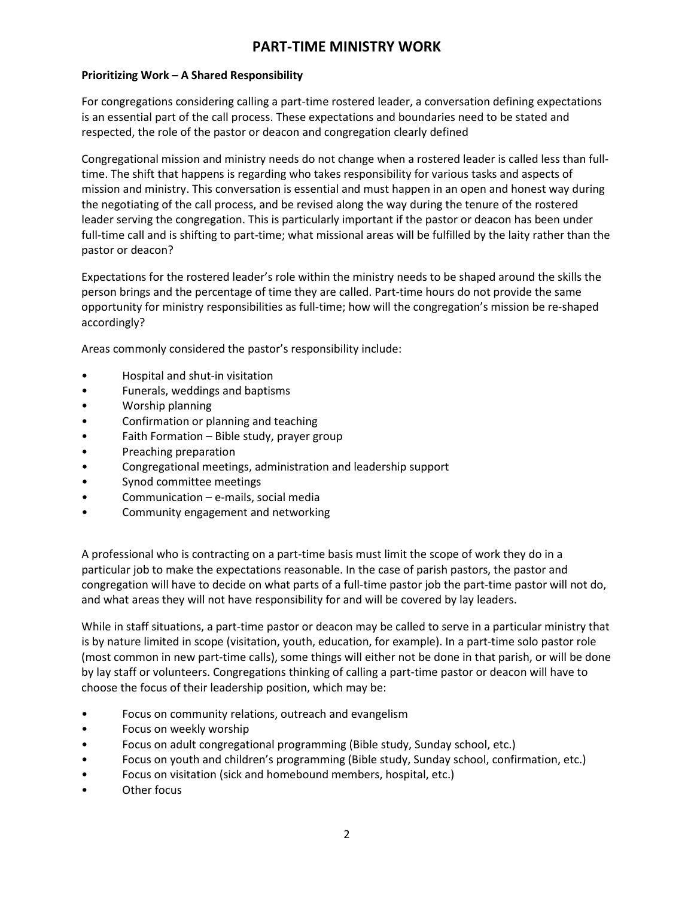# PART-TIME MINISTRY WORK

**Prioritizing Work – A Shared Responsibility**

For congregations considering calling a part-time rostered leader, a conversation defining expectations is an essential part of the call process. These expectations and boundaries need to be stated and respected, the role of the pastor or deacon and congregation clearly defined

Congregational mission and ministry needs do not change when a rostered leader is called less than full-time. The shift that happens is regarding who takes responsibility for various tasks and aspects of mission and ministry. This conversation is essential and must happen in an open and honest way during the negotiating of the call process, and be revised along the way during the tenure of the rostered leader serving the congregation. This is particularly important if the pastor or deacon has been under full-time call and is shifting to part-time; what missional areas will be fulfilled by the laity rather than the pastor or deacon?

Expectations for the rostered leader's role within the ministry needs to be shaped around the skills the person brings and the percentage of time they are called. Part-time hours do not provide the same opportunity for ministry responsibilities as full-time; how will the congregation's mission be re-shaped accordingly?

Areas commonly considered the pastor's responsibility include:

- Hospital and shut-in visitation
- Funerals, weddings and baptisms
- Worship planning
- Confirmation or planning and teaching
- Faith Formation – Bible study, prayer group
- Preaching preparation
- Congregational meetings, administration and leadership support
- Synod committee meetings
- Communication – e-mails, social media
- Community engagement and networking

A professional who is contracting on a part-time basis must limit the scope of work they do in a particular job to make the expectations reasonable. In the case of parish pastors, the pastor and congregation will have to decide on what parts of a full-time pastor job the part-time pastor will not do, and what areas they will not have responsibility for and will be covered by lay leaders.

While in staff situations, a part-time pastor or deacon may be called to serve in a particular ministry that is by nature limited in scope (visitation, youth, education, for example). In a part-time solo pastor role (most common in new part-time calls), some things will either not be done in that parish, or will be done by lay staff or volunteers. Congregations thinking of calling a part-time pastor or deacon will have to choose the focus of their leadership position, which may be:

- Focus on community relations, outreach and evangelism
- Focus on weekly worship
- Focus on adult congregational programming (Bible study, Sunday school, etc.)
- Focus on youth and children's programming (Bible study, Sunday school, confirmation, etc.)
- Focus on visitation (sick and homebound members, hospital, etc.)
- Other focus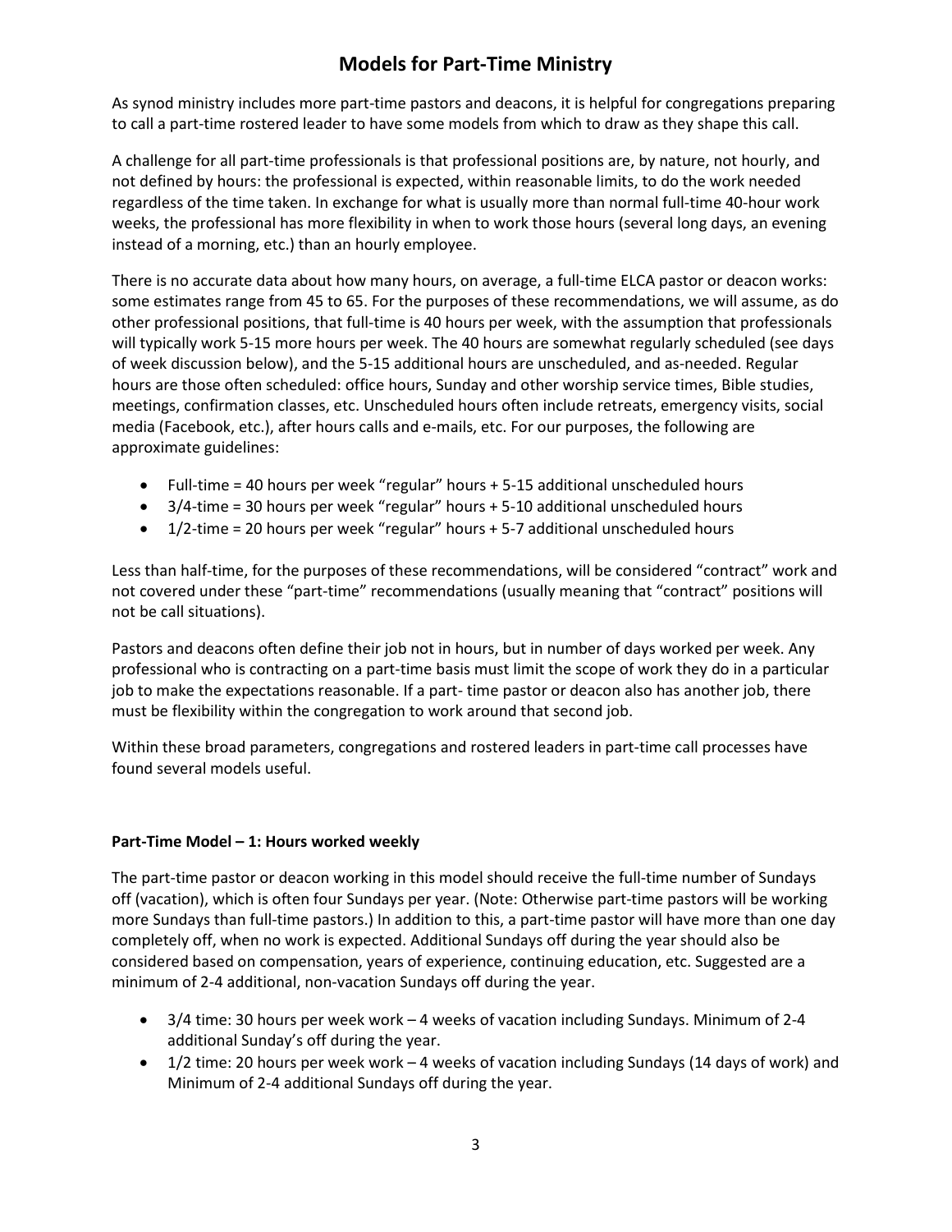# Models for Part-Time Ministry

As synod ministry includes more part-time pastors and deacons, it is helpful for congregations preparing to call a part-time rostered leader to have some models from which to draw as they shape this call.

A challenge for all part-time professionals is that professional positions are, by nature, not hourly, and not defined by hours: the professional is expected, within reasonable limits, to do the work needed regardless of the time taken. In exchange for what is usually more than normal full-time 40-hour work weeks, the professional has more flexibility in when to work those hours (several long days, an evening instead of a morning, etc.) than an hourly employee.

There is no accurate data about how many hours, on average, a full-time ELCA pastor or deacon works: some estimates range from 45 to 65. For the purposes of these recommendations, we will assume, as do other professional positions, that full-time is 40 hours per week, with the assumption that professionals will typically work 5-15 more hours per week. The 40 hours are somewhat regularly scheduled (see days of week discussion below), and the 5-15 additional hours are unscheduled, and as-needed. Regular hours are those often scheduled: office hours, Sunday and other worship service times, Bible studies, meetings, confirmation classes, etc. Unscheduled hours often include retreats, emergency visits, social media (Facebook, etc.), after hours calls and e-mails, etc. For our purposes, the following are approximate guidelines:

- Full-time = 40 hours per week "regular" hours + 5-15 additional unscheduled hours
- 3/4-time = 30 hours per week "regular" hours + 5-10 additional unscheduled hours
- 1/2-time = 20 hours per week "regular" hours + 5-7 additional unscheduled hours

Less than half-time, for the purposes of these recommendations, will be considered "contract" work and not covered under these "part-time" recommendations (usually meaning that "contract" positions will not be call situations).

Pastors and deacons often define their job not in hours, but in number of days worked per week. Any professional who is contracting on a part-time basis must limit the scope of work they do in a particular job to make the expectations reasonable. If a part- time pastor or deacon also has another job, there must be flexibility within the congregation to work around that second job.

Within these broad parameters, congregations and rostered leaders in part-time call processes have found several models useful.

**Part-Time Model – 1: Hours worked weekly**

The part-time pastor or deacon working in this model should receive the full-time number of Sundays off (vacation), which is often four Sundays per year. (Note: Otherwise part-time pastors will be working more Sundays than full-time pastors.) In addition to this, a part-time pastor will have more than one day completely off, when no work is expected. Additional Sundays off during the year should also be considered based on compensation, years of experience, continuing education, etc. Suggested are a minimum of 2-4 additional, non-vacation Sundays off during the year.

- 3/4 time: 30 hours per week work – 4 weeks of vacation including Sundays. Minimum of 2-4 additional Sunday's off during the year.
- 1/2 time: 20 hours per week work – 4 weeks of vacation including Sundays (14 days of work) and Minimum of 2-4 additional Sundays off during the year.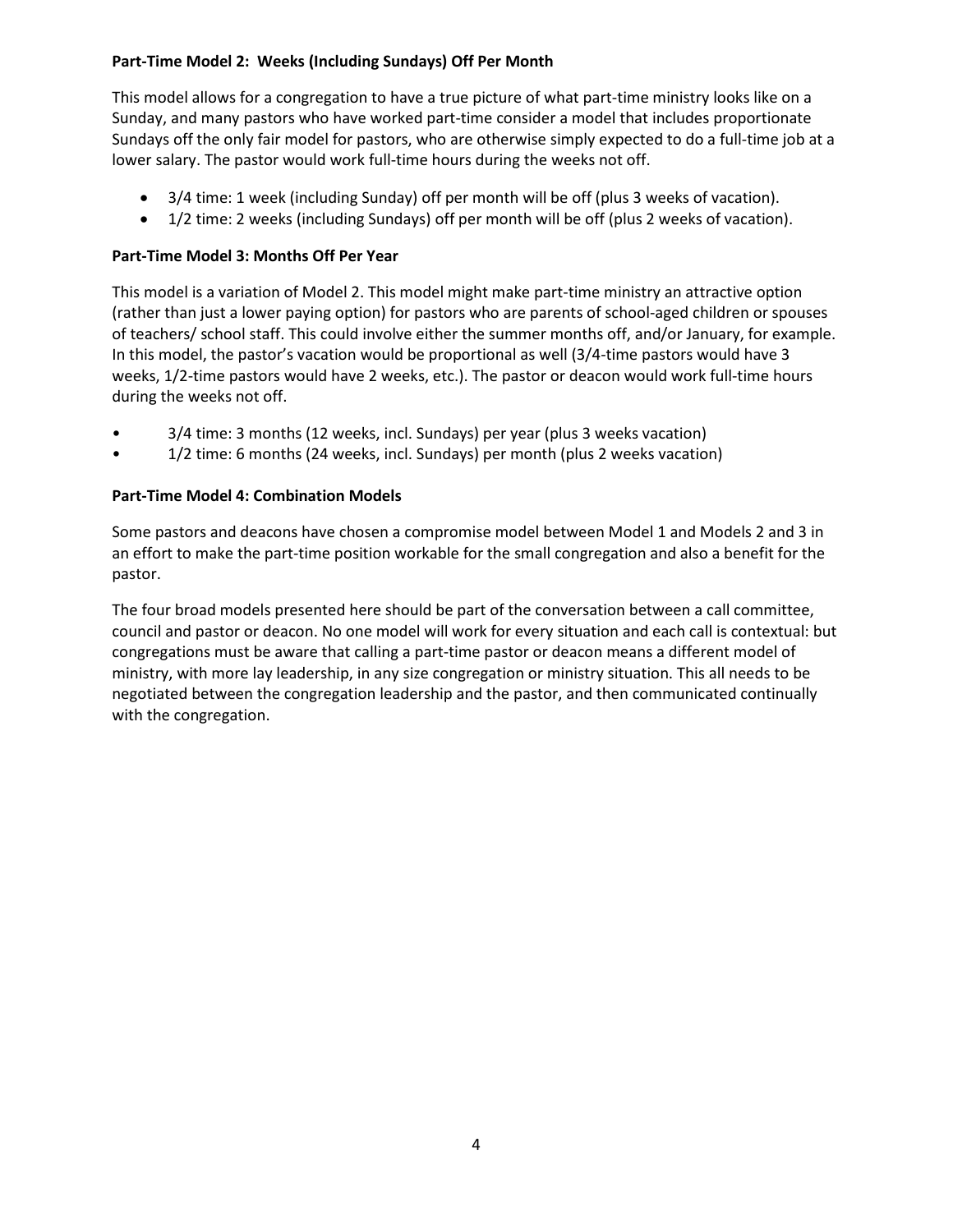**Part-Time Model 2: Weeks (Including Sundays) Off Per Month**

This model allows for a congregation to have a true picture of what part-time ministry looks like on a Sunday, and many pastors who have worked part-time consider a model that includes proportionate Sundays off the only fair model for pastors, who are otherwise simply expected to do a full-time job at a lower salary. The pastor would work full-time hours during the weeks not off.

- 3/4 time: 1 week (including Sunday) off per month will be off (plus 3 weeks of vacation).
- 1/2 time: 2 weeks (including Sundays) off per month will be off (plus 2 weeks of vacation).

**Part-Time Model 3: Months Off Per Year**

This model is a variation of Model 2. This model might make part-time ministry an attractive option (rather than just a lower paying option) for pastors who are parents of school-aged children or spouses of teachers/ school staff. This could involve either the summer months off, and/or January, for example. In this model, the pastor's vacation would be proportional as well (3/4-time pastors would have 3 weeks, 1/2-time pastors would have 2 weeks, etc.). The pastor or deacon would work full-time hours during the weeks not off.

- 3/4 time: 3 months (12 weeks, incl. Sundays) per year (plus 3 weeks vacation)
- 1/2 time: 6 months (24 weeks, incl. Sundays) per month (plus 2 weeks vacation)

**Part-Time Model 4: Combination Models**

Some pastors and deacons have chosen a compromise model between Model 1 and Models 2 and 3 in an effort to make the part-time position workable for the small congregation and also a benefit for the pastor.

The four broad models presented here should be part of the conversation between a call committee, council and pastor or deacon. No one model will work for every situation and each call is contextual: but congregations must be aware that calling a part-time pastor or deacon means a different model of ministry, with more lay leadership, in any size congregation or ministry situation. This all needs to be negotiated between the congregation leadership and the pastor, and then communicated continually with the congregation.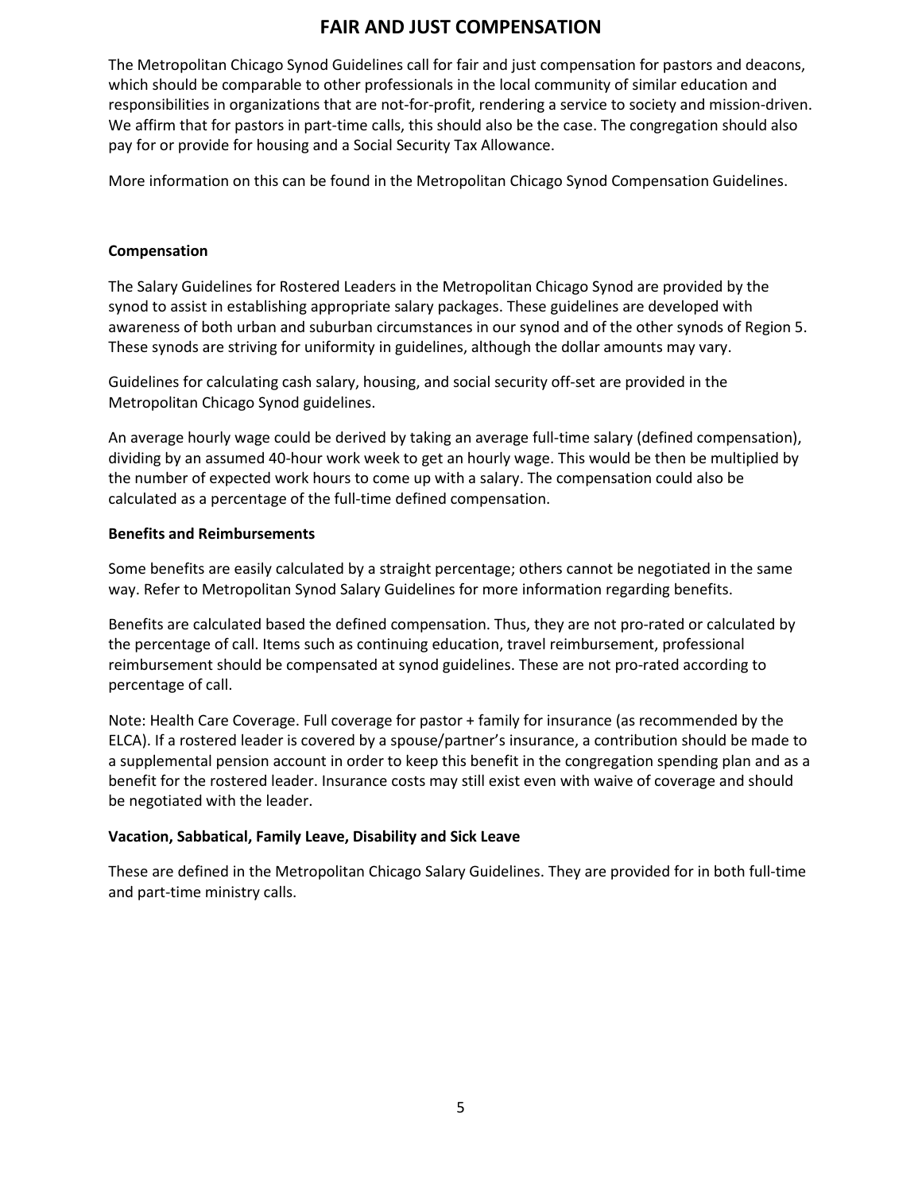# FAIR AND JUST COMPENSATION

The Metropolitan Chicago Synod Guidelines call for fair and just compensation for pastors and deacons, which should be comparable to other professionals in the local community of similar education and responsibilities in organizations that are not-for-profit, rendering a service to society and mission-driven. We affirm that for pastors in part-time calls, this should also be the case. The congregation should also pay for or provide for housing and a Social Security Tax Allowance.

More information on this can be found in the Metropolitan Chicago Synod Compensation Guidelines.

**Compensation**

The Salary Guidelines for Rostered Leaders in the Metropolitan Chicago Synod are provided by the synod to assist in establishing appropriate salary packages. These guidelines are developed with awareness of both urban and suburban circumstances in our synod and of the other synods of Region 5. These synods are striving for uniformity in guidelines, although the dollar amounts may vary.

Guidelines for calculating cash salary, housing, and social security off-set are provided in the Metropolitan Chicago Synod guidelines.

An average hourly wage could be derived by taking an average full-time salary (defined compensation), dividing by an assumed 40-hour work week to get an hourly wage. This would be then be multiplied by the number of expected work hours to come up with a salary. The compensation could also be calculated as a percentage of the full-time defined compensation.

**Benefits and Reimbursements**

Some benefits are easily calculated by a straight percentage; others cannot be negotiated in the same way. Refer to Metropolitan Synod Salary Guidelines for more information regarding benefits.

Benefits are calculated based the defined compensation. Thus, they are not pro-rated or calculated by the percentage of call. Items such as continuing education, travel reimbursement, professional reimbursement should be compensated at synod guidelines. These are not pro-rated according to percentage of call.

Note: Health Care Coverage. Full coverage for pastor + family for insurance (as recommended by the ELCA). If a rostered leader is covered by a spouse/partner's insurance, a contribution should be made to a supplemental pension account in order to keep this benefit in the congregation spending plan and as a benefit for the rostered leader. Insurance costs may still exist even with waive of coverage and should be negotiated with the leader.

**Vacation, Sabbatical, Family Leave, Disability and Sick Leave**

These are defined in the Metropolitan Chicago Salary Guidelines. They are provided for in both full-time and part-time ministry calls.